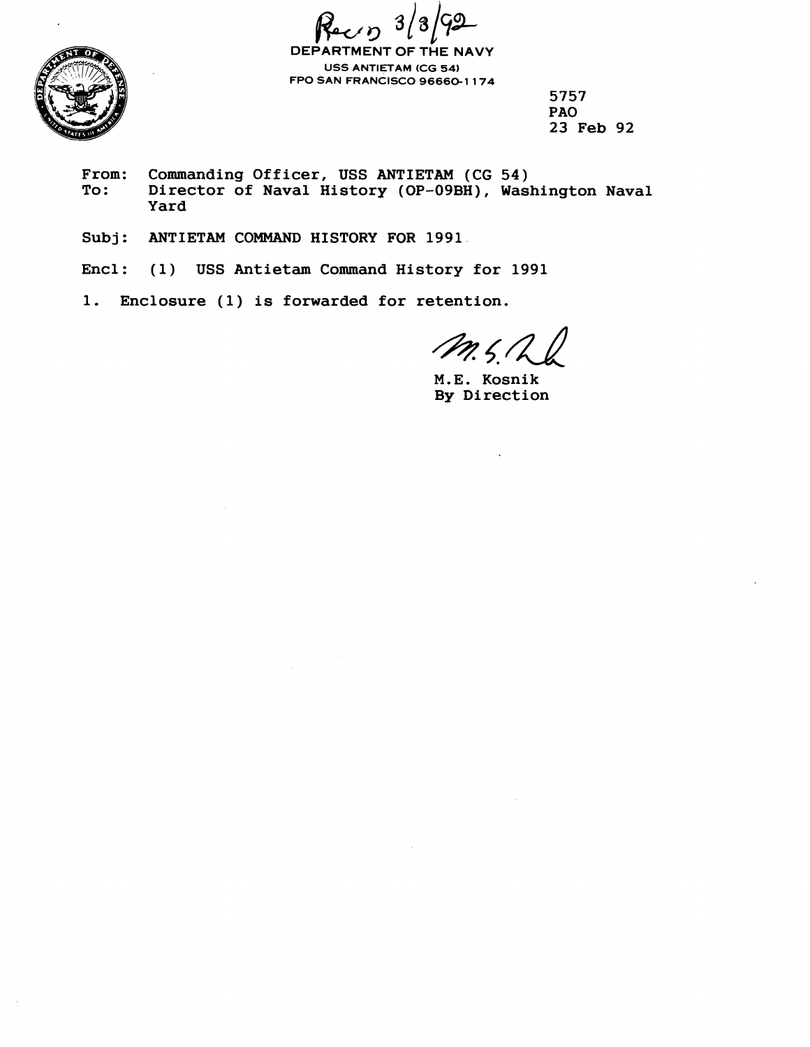Rec'd 3/3/92

DEPARTMENT OF THE NAVY
USS ANTIETAM (CG 54)
FPO SAN FRANCISCO 96660-1174

5757
PAO
23 Feb 92

From: Commanding Officer, USS ANTIETAM (CG 54)
To: Director of Naval History (OP-09BH), Washington Naval Yard

Subj: ANTIETAM COMMAND HISTORY FOR 1991

Encl: (1) USS Antietam Command History for 1991

1. Enclosure (1) is forwarded for retention.

M.E. Kosnik
By Direction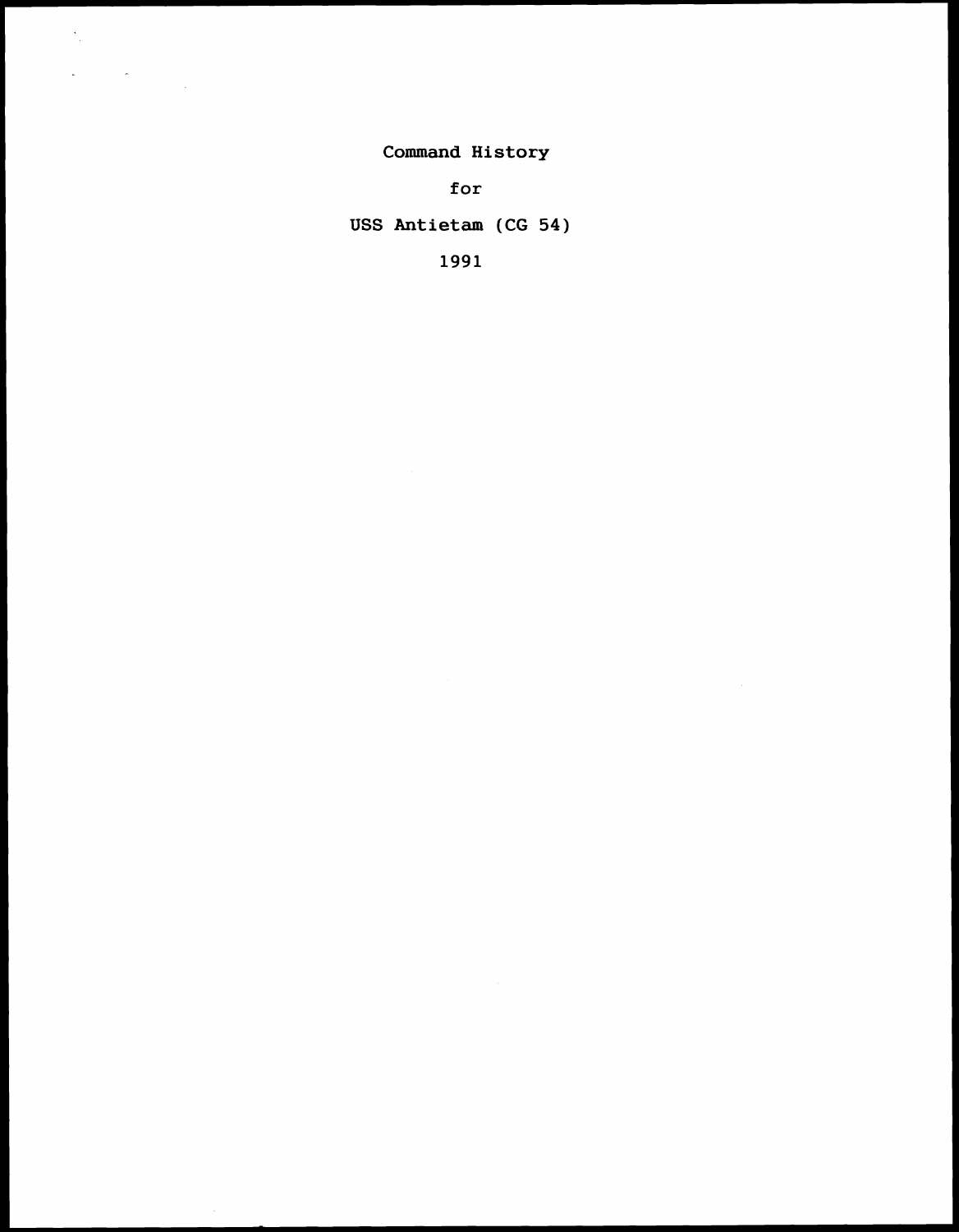# Command History

for

USS Antietam (CG 54)

1991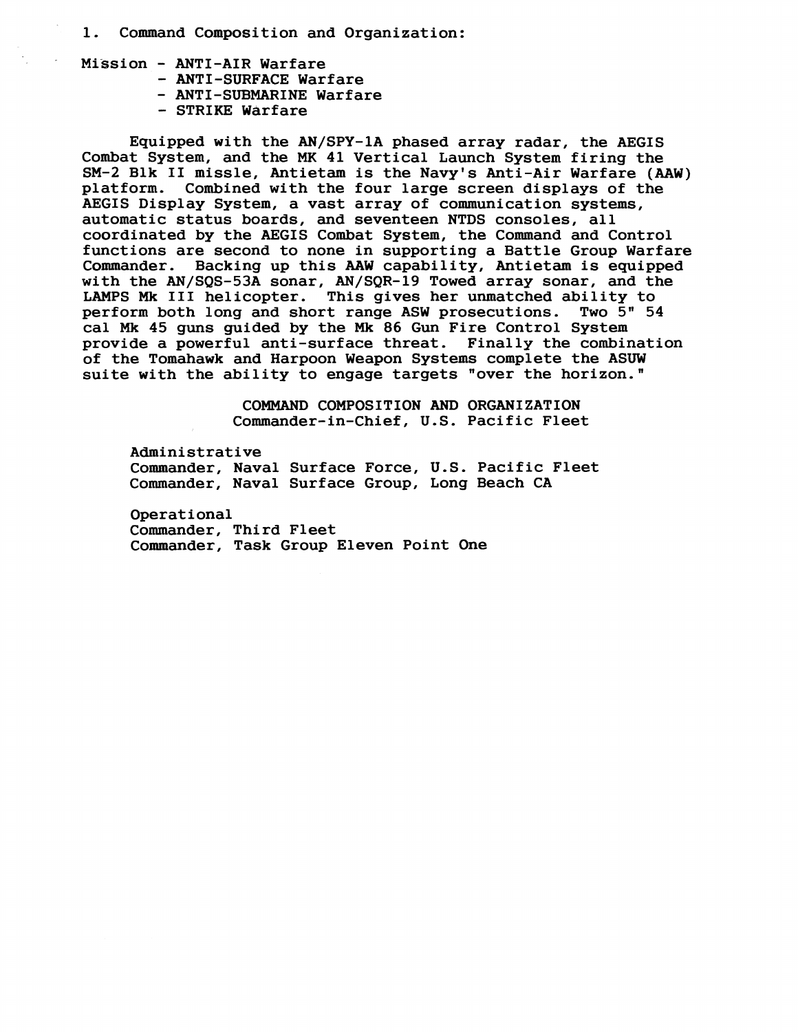1. Command Composition and Organization:

Mission - ANTI-AIR Warfare
- ANTI-SURFACE Warfare
- ANTI-SUBMARINE Warfare
- STRIKE Warfare

Equipped with the AN/SPY-1A phased array radar, the AEGIS Combat System, and the MK 41 Vertical Launch System firing the SM-2 Blk II missle, Antietam is the Navy's Anti-Air Warfare (AAW) platform. Combined with the four large screen displays of the AEGIS Display System, a vast array of communication systems, automatic status boards, and seventeen NTDS consoles, all coordinated by the AEGIS Combat System, the Command and Control functions are second to none in supporting a Battle Group Warfare Commander. Backing up this AAW capability, Antietam is equipped with the AN/SQS-53A sonar, AN/SQR-19 Towed array sonar, and the LAMPS Mk III helicopter. This gives her unmatched ability to perform both long and short range ASW prosecutions. Two 5" 54 cal Mk 45 guns guided by the Mk 86 Gun Fire Control System provide a powerful anti-surface threat. Finally the combination of the Tomahawk and Harpoon Weapon Systems complete the ASUW suite with the ability to engage targets "over the horizon."

COMMAND COMPOSITION AND ORGANIZATION
Commander-in-Chief, U.S. Pacific Fleet

Administrative
Commander, Naval Surface Force, U.S. Pacific Fleet
Commander, Naval Surface Group, Long Beach CA

Operational
Commander, Third Fleet
Commander, Task Group Eleven Point One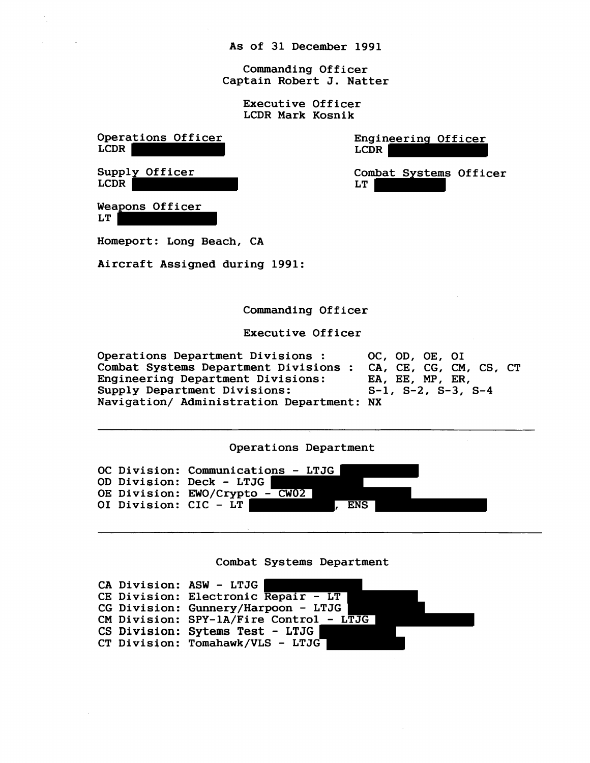As of 31 December 1991

Commanding Officer
Captain Robert J. Natter

Executive Officer
LCDR Mark Kosnik

Operations Officer
LCDR

Engineering Officer
LCDR

Supply Officer
LCDR

Combat Systems Officer
LT

Weapons Officer
LT

Homeport: Long Beach, CA

Aircraft Assigned during 1991:

Commanding Officer

Executive Officer

Operations Department Divisions : OC, OD, OE, OI
Combat Systems Department Divisions : CA, CE, CG, CM, CS, CT
Engineering Department Divisions: EA, EE, MP, ER,
Supply Department Divisions: S-1, S-2, S-3, S-4
Navigation/ Administration Department: NX

---

## Operations Department

OC Division: Communications - LTJG
OD Division: Deck - LTJG
OE Division: EWO/Crypto - CWO2
OI Division: CIC - LT , ENS

---

## Combat Systems Department

CA Division: ASW - LTJG
CE Division: Electronic Repair - LT
CG Division: Gunnery/Harpoon - LTJG
CM Division: SPY-1A/Fire Control - LTJG
CS Division: Sytems Test - LTJG
CT Division: Tomahawk/VLS - LTJG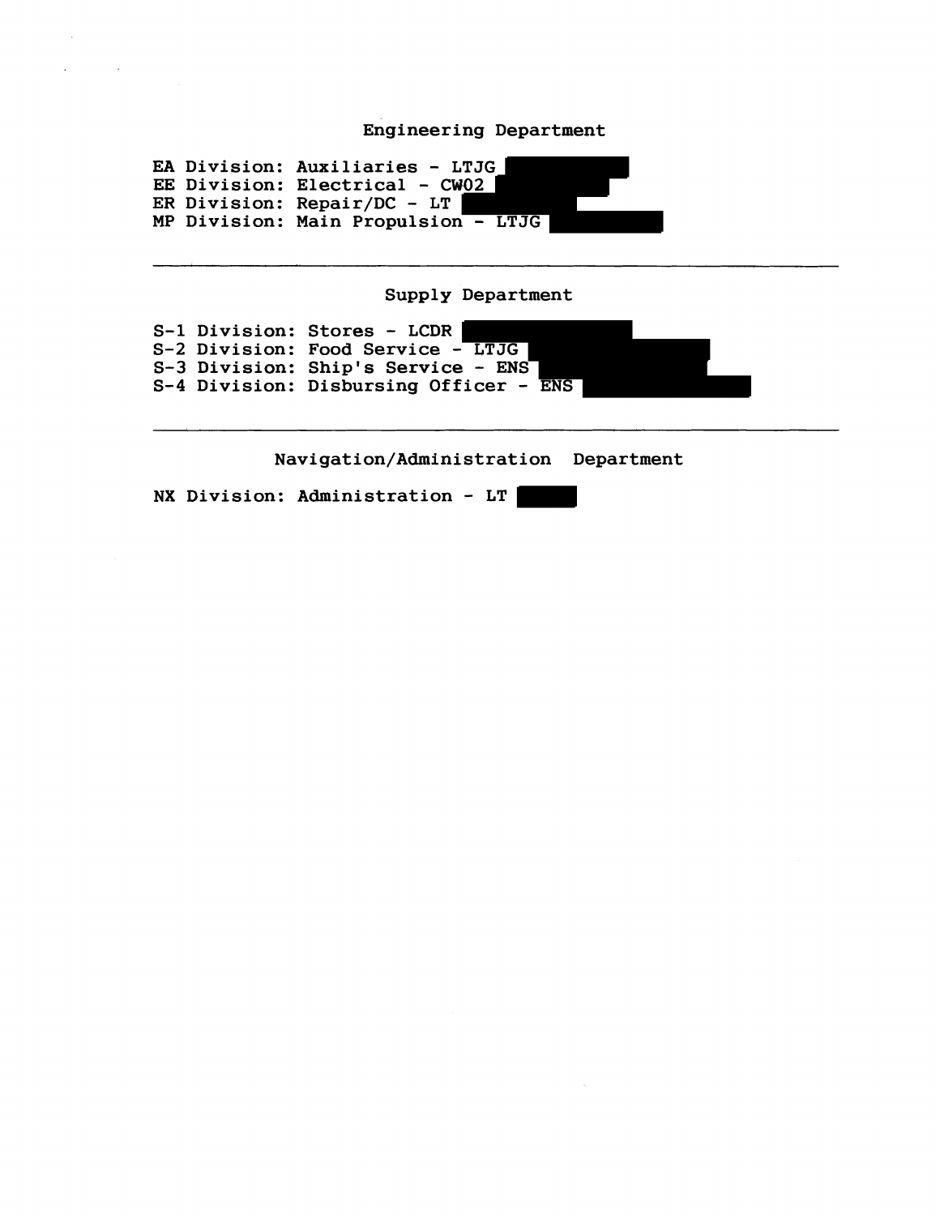## Engineering Department

EA Division: Auxiliaries - LTJG
EE Division: Electrical - CWO2
ER Division: Repair/DC - LT
MP Division: Main Propulsion - LTJG

---

## Supply Department

S-1 Division: Stores - LCDR
S-2 Division: Food Service - LTJG
S-3 Division: Ship's Service - ENS
S-4 Division: Disbursing Officer - ENS

---

## Navigation/Administration Department

NX Division: Administration - LT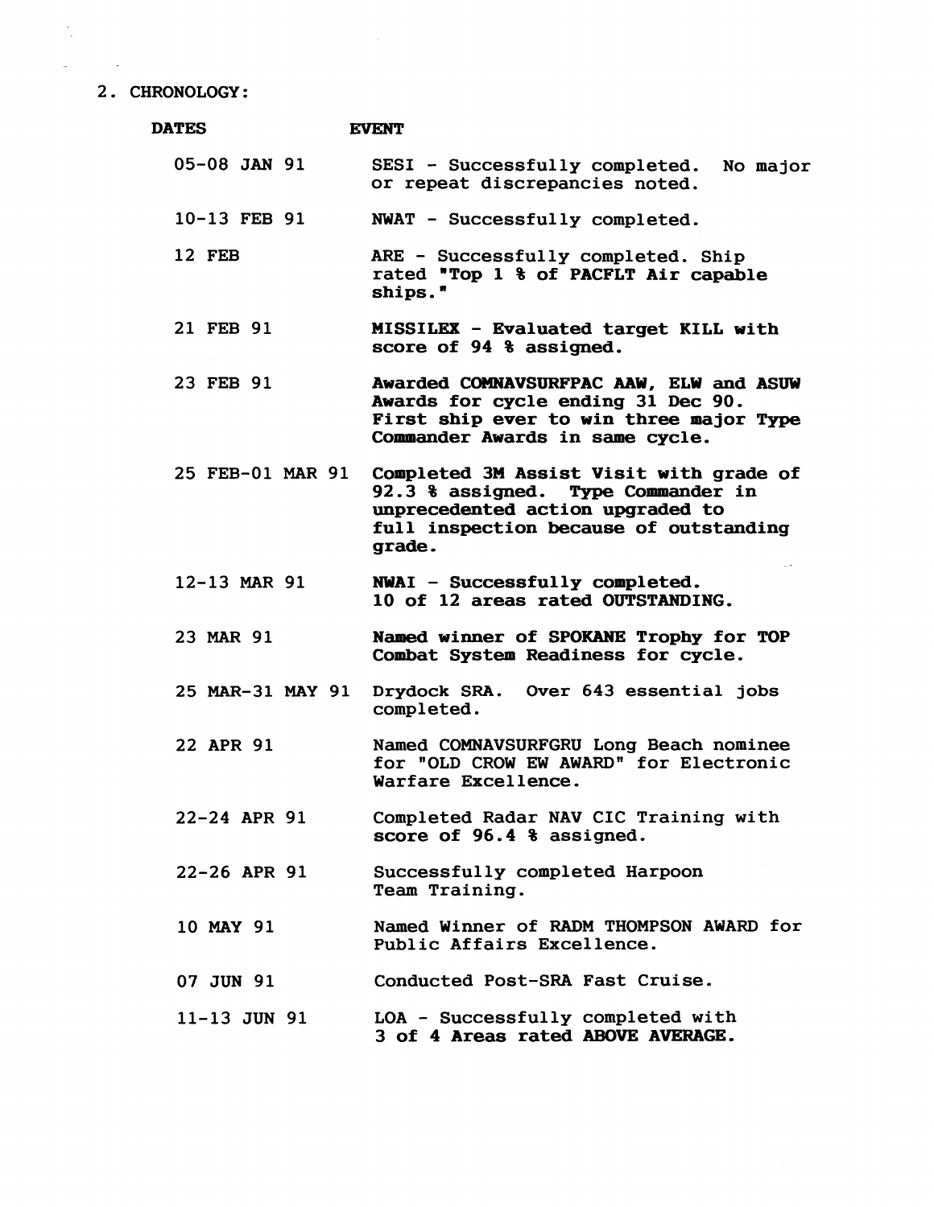2. CHRONOLOGY:

| DATES | EVENT |
|---|---|
| 05-08 JAN 91 | SESI - Successfully completed. No major or repeat discrepancies noted. |
| 10-13 FEB 91 | NWAT - Successfully completed. |
| 12 FEB | ARE - Successfully completed. Ship rated "Top 1 % of PACFLT Air capable ships." |
| 21 FEB 91 | **MISSILEX - Evaluated target KILL with score of 94 % assigned.** |
| 23 FEB 91 | **Awarded COMNAVSURFPAC AAW, ELW and ASUW Awards for cycle ending 31 Dec 90. First ship ever to win three major Type Commander Awards in same cycle.** |
| 25 FEB-01 MAR 91 | **Completed 3M Assist Visit with grade of 92.3 % assigned. Type Commander in unprecedented action upgraded to full inspection because of outstanding grade.** |
| 12-13 MAR 91 | **NWAI - Successfully completed. 10 of 12 areas rated OUTSTANDING.** |
| 23 MAR 91 | **Named winner of SPOKANE Trophy for TOP Combat System Readiness for cycle.** |
| 25 MAR-31 MAY 91 | Drydock SRA. Over 643 essential jobs completed. |
| 22 APR 91 | Named COMNAVSURFGRU Long Beach nominee for "OLD CROW EW AWARD" for Electronic Warfare Excellence. |
| 22-24 APR 91 | Completed Radar NAV CIC Training with score of 96.4 % assigned. |
| 22-26 APR 91 | Successfully completed Harpoon Team Training. |
| 10 MAY 91 | Named Winner of RADM THOMPSON AWARD for Public Affairs Excellence. |
| 07 JUN 91 | Conducted Post-SRA Fast Cruise. |
| 11-13 JUN 91 | LOA - Successfully completed with **3 of 4 Areas rated ABOVE AVERAGE.** |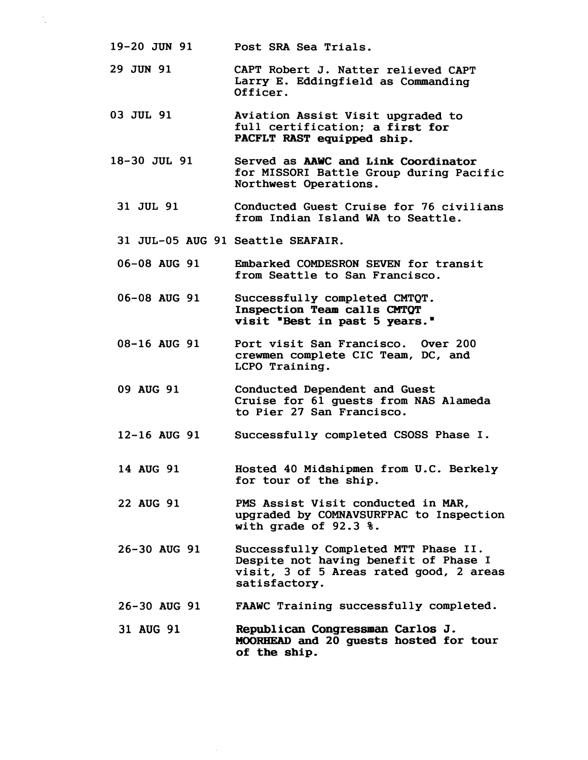| | |
|---|---|
| 19-20 JUN 91 | Post SRA Sea Trials. |
| 29 JUN 91 | CAPT Robert J. Natter relieved CAPT Larry E. Eddingfield as Commanding Officer. |
| 03 JUL 91 | Aviation Assist Visit upgraded to full certification; a first for **PACFLT RAST equipped ship.** |
| 18-30 JUL 91 | Served as **AAWC and Link Coordinator** for MISSORI Battle Group during Pacific Northwest Operations. |
| 31 JUL 91 | Conducted Guest Cruise for 76 civilians from Indian Island WA to Seattle. |
| 31 JUL-05 AUG 91 | Seattle SEAFAIR. |
| 06-08 AUG 91 | Embarked COMDESRON SEVEN for transit from Seattle to San Francisco. |
| 06-08 AUG 91 | Successfully completed CMTQT. **Inspection Team calls CMTQT visit "Best in past 5 years."** |
| 08-16 AUG 91 | Port visit San Francisco. Over 200 crewmen complete CIC Team, DC, and LCPO Training. |
| 09 AUG 91 | Conducted Dependent and Guest Cruise for 61 guests from NAS Alameda to Pier 27 San Francisco. |
| 12-16 AUG 91 | Successfully completed CSOSS Phase I. |
| 14 AUG 91 | Hosted 40 Midshipmen from U.C. Berkely for tour of the ship. |
| 22 AUG 91 | PMS Assist Visit conducted in MAR, upgraded by COMNAVSURFPAC to Inspection with grade of 92.3 %. |
| 26-30 AUG 91 | Successfully Completed MTT Phase II. Despite not having benefit of Phase I visit, 3 of 5 Areas rated good, 2 areas satisfactory. |
| 26-30 AUG 91 | FAAWC Training successfully completed. |
| 31 AUG 91 | **Republican Congressman Carlos J. MOORHEAD and 20 guests hosted for tour of the ship.** |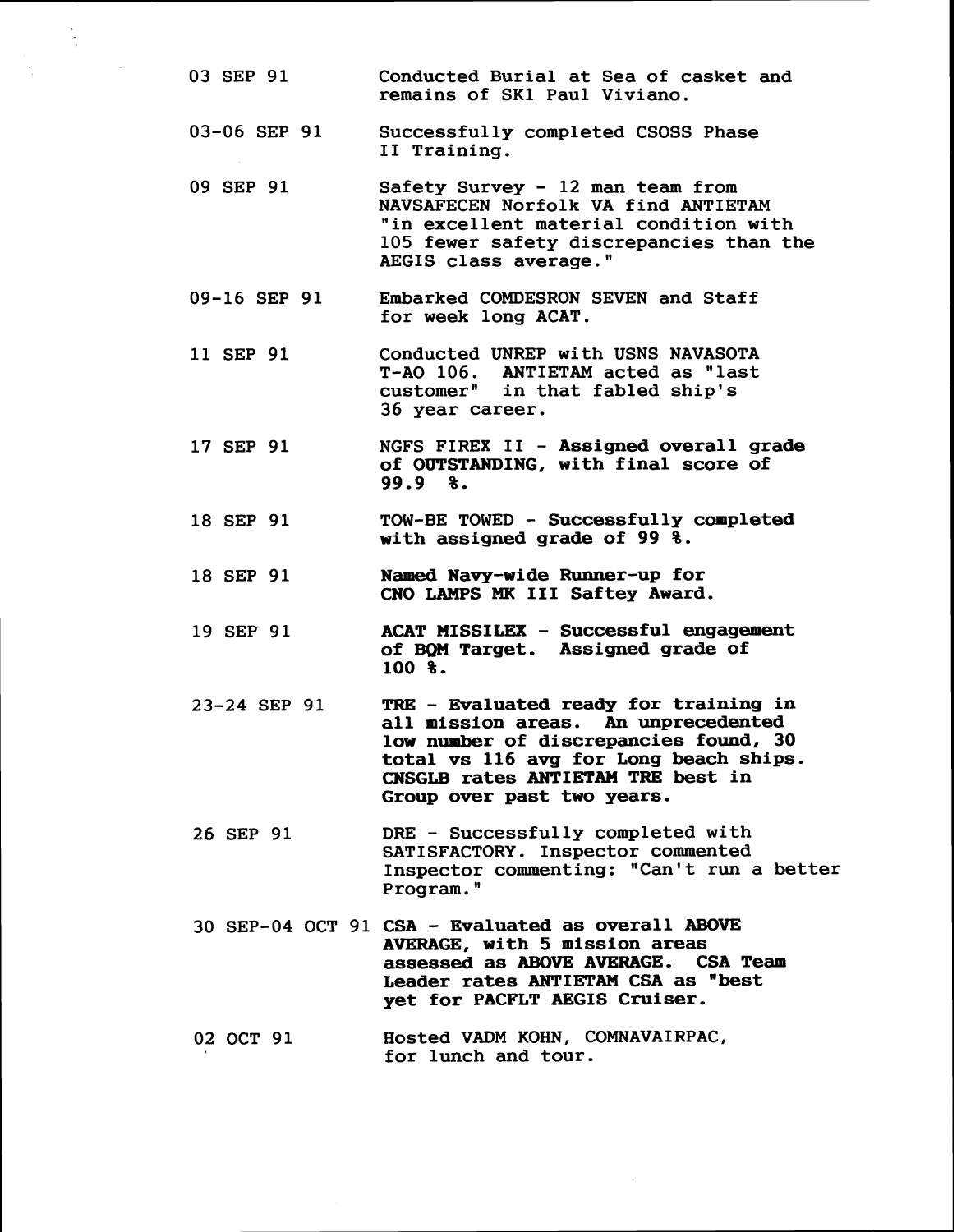| | |
|---|---|
| 03 SEP 91 | Conducted Burial at Sea of casket and remains of SK1 Paul Viviano. |
| 03-06 SEP 91 | Successfully completed CSOSS Phase II Training. |
| 09 SEP 91 | Safety Survey - 12 man team from NAVSAFECEN Norfolk VA find ANTIETAM "in excellent material condition with 105 fewer safety discrepancies than the AEGIS class average." |
| 09-16 SEP 91 | Embarked COMDESRON SEVEN and Staff for week long ACAT. |
| 11 SEP 91 | Conducted UNREP with USNS NAVASOTA T-AO 106. ANTIETAM acted as "last customer" in that fabled ship's 36 year career. |
| 17 SEP 91 | NGFS FIREX II - **Assigned overall grade of OUTSTANDING, with final score of 99.9 %.** |
| 18 SEP 91 | TOW-BE TOWED - **Successfully completed with assigned grade of 99 %.** |
| 18 SEP 91 | **Named Navy-wide Runner-up for CNO LAMPS MK III Saftey Award.** |
| 19 SEP 91 | **ACAT MISSILEX - Successful engagement of BQM Target. Assigned grade of 100 %.** |
| 23-24 SEP 91 | **TRE - Evaluated ready for training in all mission areas. An unprecedented low number of discrepancies found, 30 total vs 116 avg for Long beach ships. CNSGLB rates ANTIETAM TRE best in Group over past two years.** |
| 26 SEP 91 | DRE - Successfully completed with SATISFACTORY. Inspector commented Inspector commenting: "Can't run a better Program." |
| 30 SEP-04 OCT 91 | **CSA - Evaluated as overall ABOVE AVERAGE, with 5 mission areas assessed as ABOVE AVERAGE. CSA Team Leader rates ANTIETAM CSA as "best yet for PACFLT AEGIS Cruiser.** |
| 02 OCT 91 | Hosted VADM KOHN, COMNAVAIRPAC, for lunch and tour. |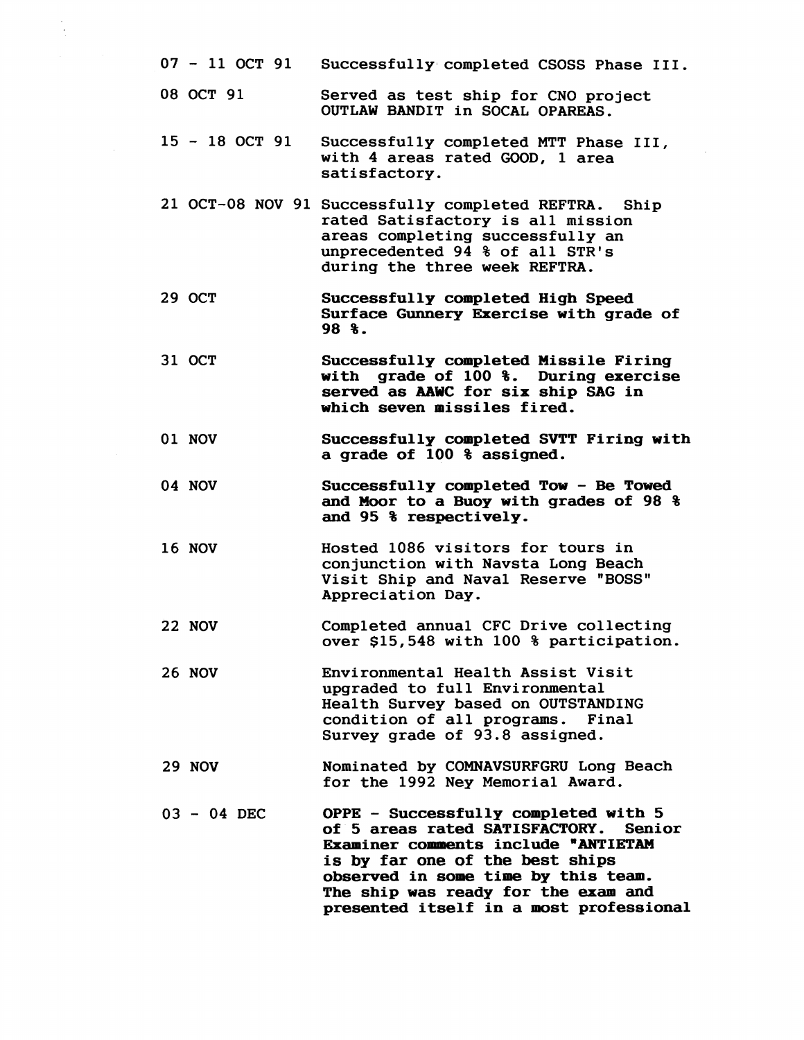| | |
|---|---|
| 07 - 11 OCT 91 | Successfully completed CSOSS Phase III. |
| 08 OCT 91 | Served as test ship for CNO project OUTLAW BANDIT in SOCAL OPAREAS. |
| 15 - 18 OCT 91 | Successfully completed MTT Phase III, with 4 areas rated GOOD, 1 area satisfactory. |
| 21 OCT-08 NOV 91 | Successfully completed REFTRA. Ship rated Satisfactory is all mission areas completing successfully an unprecedented 94 % of all STR's during the three week REFTRA. |
| 29 OCT | **Successfully completed High Speed Surface Gunnery Exercise with grade of 98 %.** |
| 31 OCT | **Successfully completed Missile Firing with grade of 100 %. During exercise served as AAWC for six ship SAG in which seven missiles fired.** |
| 01 NOV | **Successfully completed SVTT Firing with a grade of 100 % assigned.** |
| 04 NOV | **Successfully completed Tow - Be Towed and Moor to a Buoy with grades of 98 % and 95 % respectively.** |
| 16 NOV | Hosted 1086 visitors for tours in conjunction with Navsta Long Beach Visit Ship and Naval Reserve "BOSS" Appreciation Day. |
| 22 NOV | Completed annual CFC Drive collecting over $15,548 with 100 % participation. |
| 26 NOV | Environmental Health Assist Visit upgraded to full Environmental Health Survey based on OUTSTANDING condition of all programs. Final Survey grade of 93.8 assigned. |
| 29 NOV | Nominated by COMNAVSURFGRU Long Beach for the 1992 Ney Memorial Award. |
| 03 - 04 DEC | **OPPE - Successfully completed with 5 of 5 areas rated SATISFACTORY. Senior Examiner comments include "ANTIETAM is by far one of the best ships observed in some time by this team. The ship was ready for the exam and presented itself in a most professional** |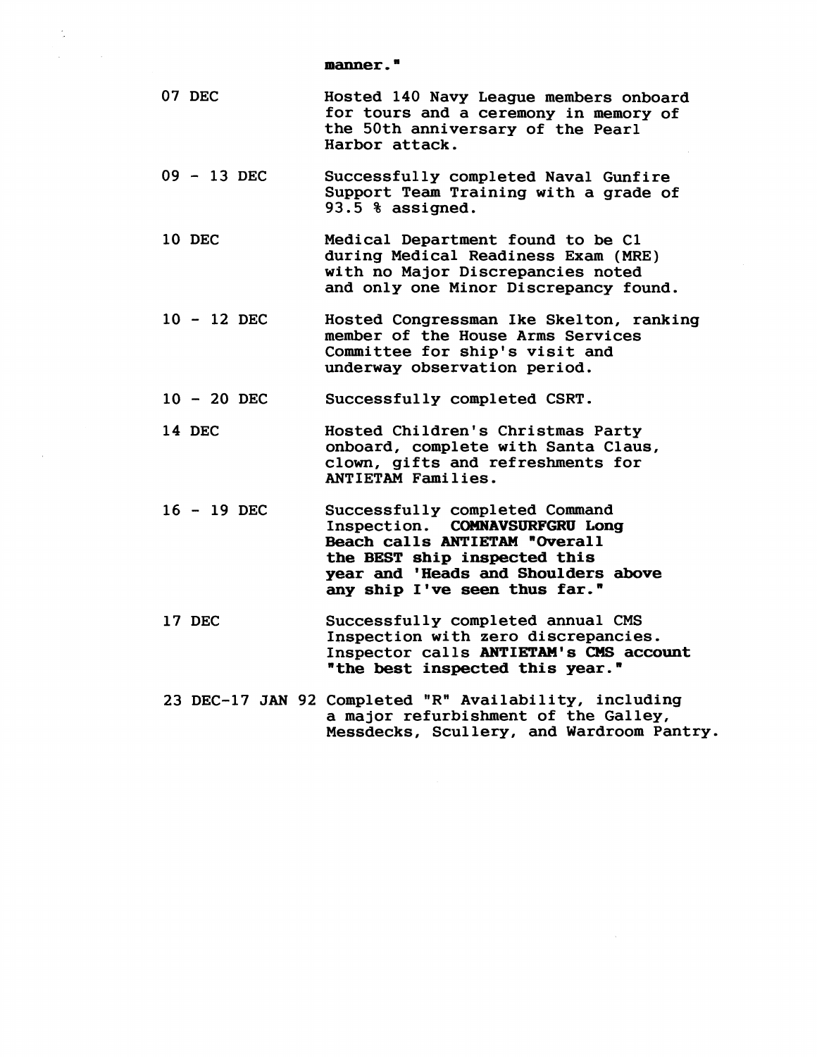**manner."**

| | |
|---|---|
| 07 DEC | Hosted 140 Navy League members onboard for tours and a ceremony in memory of the 50th anniversary of the Pearl Harbor attack. |
| 09 - 13 DEC | Successfully completed Naval Gunfire Support Team Training with a grade of 93.5 % assigned. |
| 10 DEC | Medical Department found to be C1 during Medical Readiness Exam (MRE) with no Major Discrepancies noted and only one Minor Discrepancy found. |
| 10 - 12 DEC | Hosted Congressman Ike Skelton, ranking member of the House Arms Services Committee for ship's visit and underway observation period. |
| 10 - 20 DEC | Successfully completed CSRT. |
| 14 DEC | Hosted Children's Christmas Party onboard, complete with Santa Claus, clown, gifts and refreshments for ANTIETAM Families. |
| 16 - 19 DEC | Successfully completed Command Inspection. **COMNAVSURFGRU Long Beach calls ANTIETAM "Overall the BEST ship inspected this year and 'Heads and Shoulders above any ship I've seen thus far."** |
| 17 DEC | Successfully completed annual CMS Inspection with zero discrepancies. Inspector calls **ANTIETAM's CMS account "the best inspected this year."** |
| 23 DEC-17 JAN 92 | Completed "R" Availability, including a major refurbishment of the Galley, Messdecks, Scullery, and Wardroom Pantry. |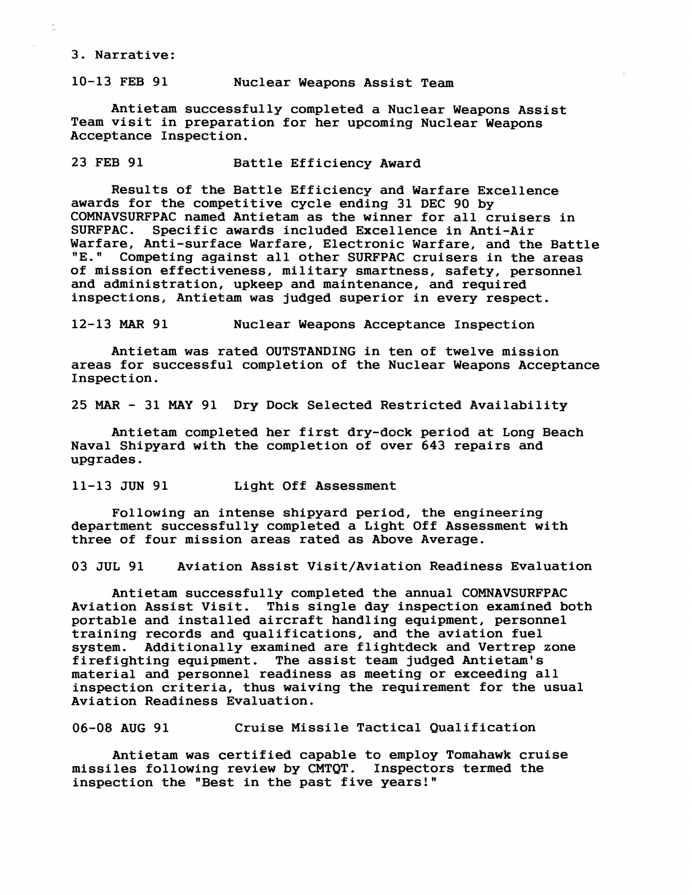3. Narrative:

**10-13 FEB 91 Nuclear Weapons Assist Team**

Antietam successfully completed a Nuclear Weapons Assist Team visit in preparation for her upcoming Nuclear Weapons Acceptance Inspection.

**23 FEB 91 Battle Efficiency Award**

Results of the Battle Efficiency and Warfare Excellence awards for the competitive cycle ending 31 DEC 90 by COMNAVSURFPAC named Antietam as the winner for all cruisers in SURFPAC. Specific awards included Excellence in Anti-Air Warfare, Anti-surface Warfare, Electronic Warfare, and the Battle "E." Competing against all other SURFPAC cruisers in the areas of mission effectiveness, military smartness, safety, personnel and administration, upkeep and maintenance, and required inspections, Antietam was judged superior in every respect.

**12-13 MAR 91 Nuclear Weapons Acceptance Inspection**

Antietam was rated OUTSTANDING in ten of twelve mission areas for successful completion of the Nuclear Weapons Acceptance Inspection.

**25 MAR - 31 MAY 91 Dry Dock Selected Restricted Availability**

Antietam completed her first dry-dock period at Long Beach Naval Shipyard with the completion of over 643 repairs and upgrades.

**11-13 JUN 91 Light Off Assessment**

Following an intense shipyard period, the engineering department successfully completed a Light Off Assessment with three of four mission areas rated as Above Average.

**03 JUL 91 Aviation Assist Visit/Aviation Readiness Evaluation**

Antietam successfully completed the annual COMNAVSURFPAC Aviation Assist Visit. This single day inspection examined both portable and installed aircraft handling equipment, personnel training records and qualifications, and the aviation fuel system. Additionally examined are flightdeck and Vertrep zone firefighting equipment. The assist team judged Antietam's material and personnel readiness as meeting or exceeding all inspection criteria, thus waiving the requirement for the usual Aviation Readiness Evaluation.

**06-08 AUG 91 Cruise Missile Tactical Qualification**

Antietam was certified capable to employ Tomahawk cruise missiles following review by CMTQT. Inspectors termed the inspection the "Best in the past five years!"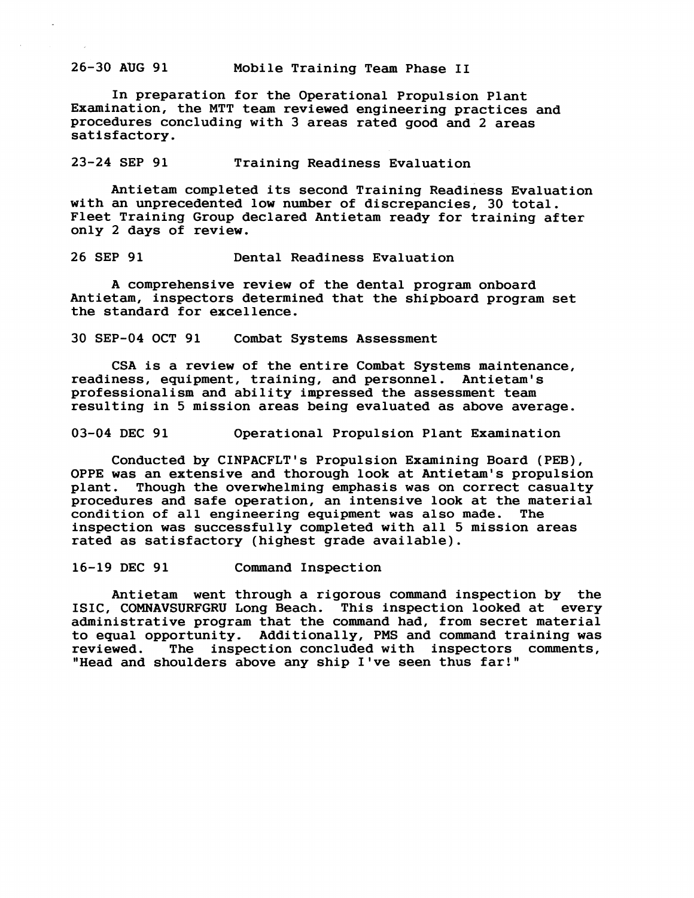26-30 AUG 91 Mobile Training Team Phase II

In preparation for the Operational Propulsion Plant Examination, the MTT team reviewed engineering practices and procedures concluding with 3 areas rated good and 2 areas satisfactory.

23-24 SEP 91 Training Readiness Evaluation

Antietam completed its second Training Readiness Evaluation with an unprecedented low number of discrepancies, 30 total. Fleet Training Group declared Antietam ready for training after only 2 days of review.

26 SEP 91 Dental Readiness Evaluation

A comprehensive review of the dental program onboard Antietam, inspectors determined that the shipboard program set the standard for excellence.

30 SEP-04 OCT 91 Combat Systems Assessment

CSA is a review of the entire Combat Systems maintenance, readiness, equipment, training, and personnel. Antietam's professionalism and ability impressed the assessment team resulting in 5 mission areas being evaluated as above average.

03-04 DEC 91 Operational Propulsion Plant Examination

Conducted by CINPACFLT's Propulsion Examining Board (PEB), OPPE was an extensive and thorough look at Antietam's propulsion plant. Though the overwhelming emphasis was on correct casualty procedures and safe operation, an intensive look at the material condition of all engineering equipment was also made. The inspection was successfully completed with all 5 mission areas rated as satisfactory (highest grade available).

16-19 DEC 91 Command Inspection

Antietam went through a rigorous command inspection by the ISIC, COMNAVSURFGRU Long Beach. This inspection looked at every administrative program that the command had, from secret material to equal opportunity. Additionally, PMS and command training was reviewed. The inspection concluded with inspectors comments, "Head and shoulders above any ship I've seen thus far!"